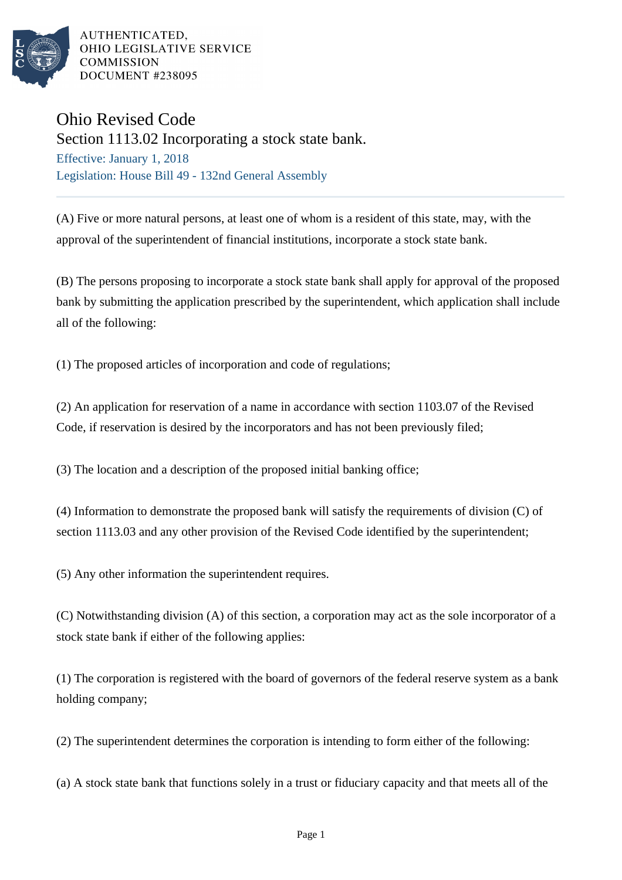AUTHENTICATED,
OHIO LEGISLATIVE SERVICE
COMMISSION
DOCUMENT #238095

# Ohio Revised Code

## Section 1113.02 Incorporating a stock state bank.

Effective: January 1, 2018

Legislation: House Bill 49 - 132nd General Assembly

(A) Five or more natural persons, at least one of whom is a resident of this state, may, with the approval of the superintendent of financial institutions, incorporate a stock state bank.

(B) The persons proposing to incorporate a stock state bank shall apply for approval of the proposed bank by submitting the application prescribed by the superintendent, which application shall include all of the following:

(1) The proposed articles of incorporation and code of regulations;

(2) An application for reservation of a name in accordance with section 1103.07 of the Revised Code, if reservation is desired by the incorporators and has not been previously filed;

(3) The location and a description of the proposed initial banking office;

(4) Information to demonstrate the proposed bank will satisfy the requirements of division (C) of section 1113.03 and any other provision of the Revised Code identified by the superintendent;

(5) Any other information the superintendent requires.

(C) Notwithstanding division (A) of this section, a corporation may act as the sole incorporator of a stock state bank if either of the following applies:

(1) The corporation is registered with the board of governors of the federal reserve system as a bank holding company;

(2) The superintendent determines the corporation is intending to form either of the following:

(a) A stock state bank that functions solely in a trust or fiduciary capacity and that meets all of the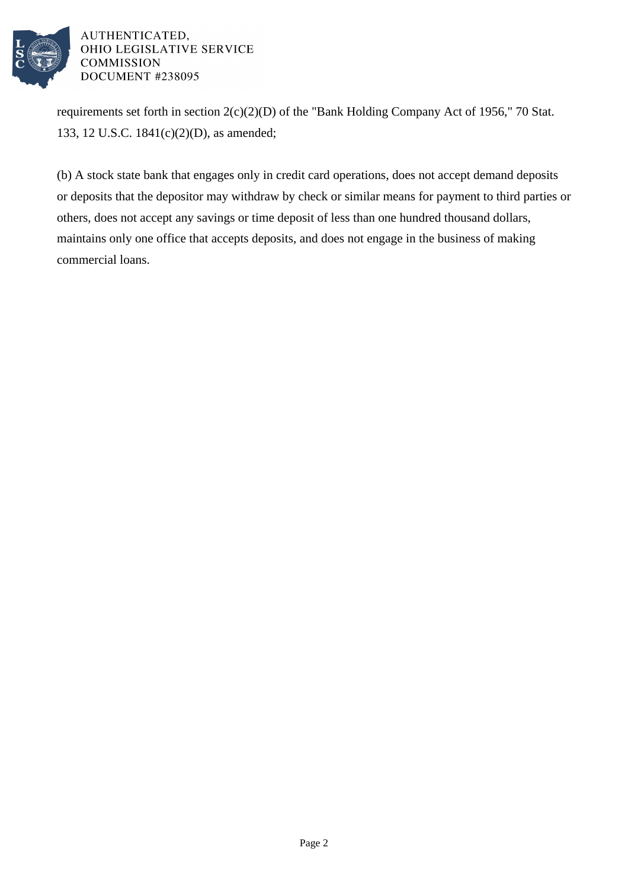requirements set forth in section 2(c)(2)(D) of the "Bank Holding Company Act of 1956," 70 Stat. 133, 12 U.S.C. 1841(c)(2)(D), as amended;

(b) A stock state bank that engages only in credit card operations, does not accept demand deposits or deposits that the depositor may withdraw by check or similar means for payment to third parties or others, does not accept any savings or time deposit of less than one hundred thousand dollars, maintains only one office that accepts deposits, and does not engage in the business of making commercial loans.